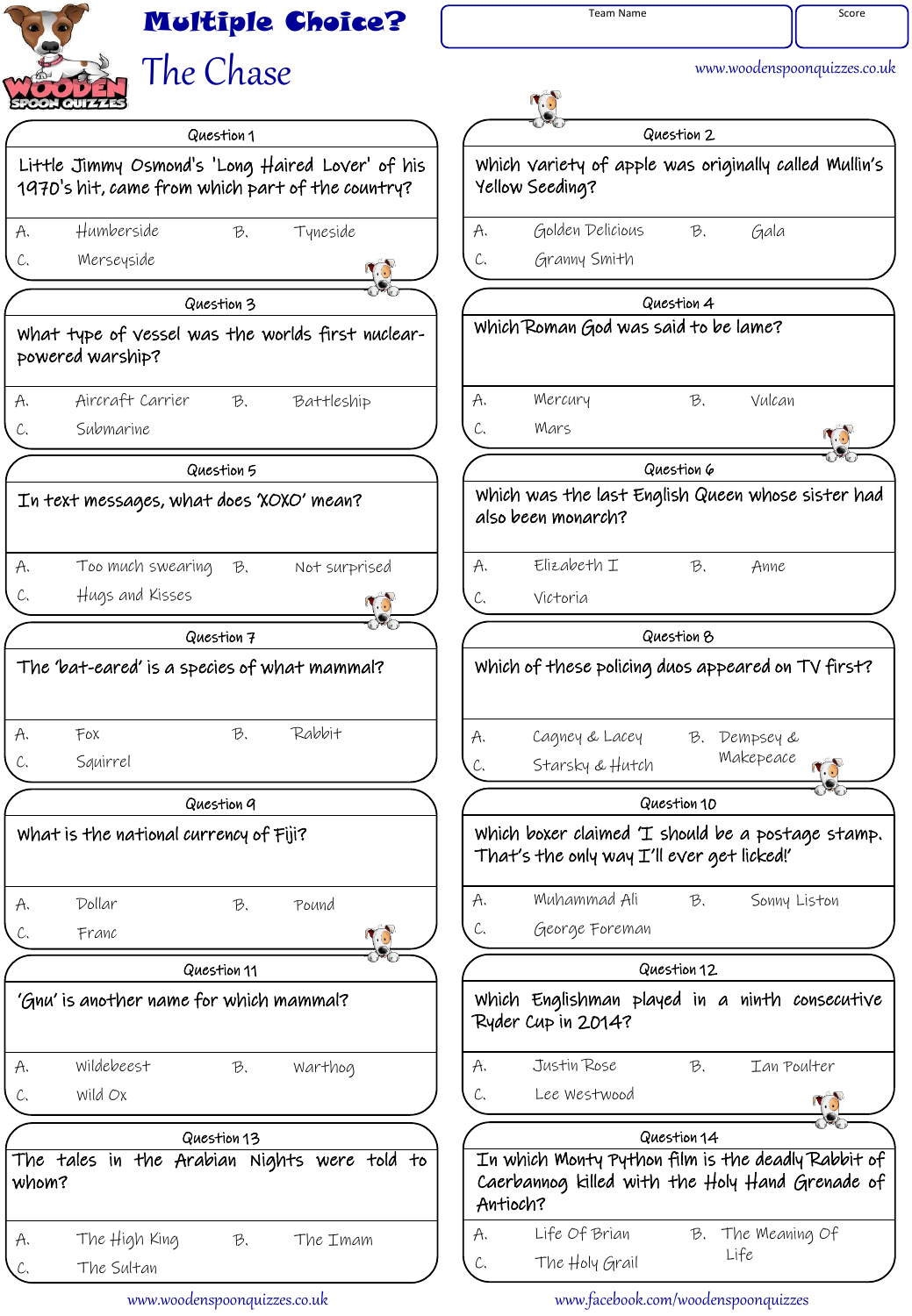# Multiple Choice?

## The Chase

Team Name | Score

www.woodenspoonquizzes.co.uk

### Question 1

Little Jimmy Osmond's 'Long Haired Lover' of his 1970's hit, came from which part of the country?

A. Humberside  
B. Tyneside  
C. Merseyside

### Question 2

Which variety of apple was originally called Mullin's Yellow Seeding?

A. Golden Delicious  
B. Gala  
C. Granny Smith

### Question 3

What type of vessel was the worlds first nuclear-powered warship?

A. Aircraft Carrier  
B. Battleship  
C. Submarine

### Question 4

Which Roman God was said to be lame?

A. Mercury  
B. Vulcan  
C. Mars

### Question 5

In text messages, what does 'XOXO' mean?

A. Too much swearing  
B. Not surprised  
C. Hugs and Kisses

### Question 6

Which was the last English Queen whose sister had also been monarch?

A. Elizabeth I  
B. Anne  
C. Victoria

### Question 7

The 'bat-eared' is a species of what mammal?

A. Fox  
B. Rabbit  
C. Squirrel

### Question 8

Which of these policing duos appeared on TV first?

A. Cagney & Lacey  
B. Dempsey & Makepeace  
C. Starsky & Hutch

### Question 9

What is the national currency of Fiji?

A. Dollar  
B. Pound  
C. Franc

### Question 10

Which boxer claimed 'I should be a postage stamp. That's the only way I'll ever get licked!'

A. Muhammad Ali  
B. Sonny Liston  
C. George Foreman

### Question 11

'Gnu' is another name for which mammal?

A. Wildebeest  
B. Warthog  
C. Wild Ox

### Question 12

Which Englishman played in a ninth consecutive Ryder Cup in 2014?

A. Justin Rose  
B. Ian Poulter  
C. Lee Westwood

### Question 13

The tales in the Arabian Nights were told to whom?

A. The High King  
B. The Imam  
C. The Sultan

### Question 14

In which Monty Python film is the deadly Rabbit of Caerbannog killed with the Holy Hand Grenade of Antioch?

A. Life Of Brian  
B. The Meaning Of Life  
C. The Holy Grail

www.woodenspoonquizzes.co.uk  
www.facebook.com/woodenspoonquizzes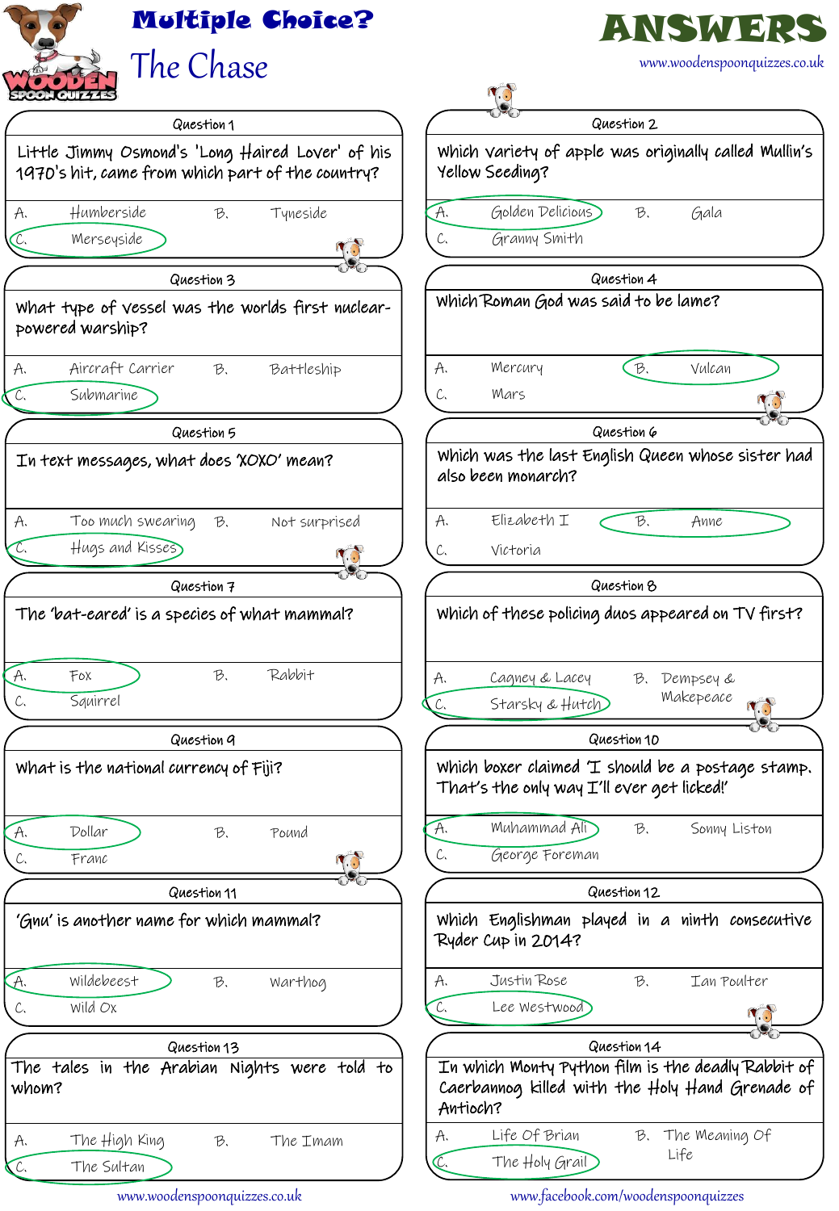# Multiple Choice?

## The Chase

# ANSWERS

www.woodenspoonquizzes.co.uk

### Question 1

Little Jimmy Osmond's 'Long Haired Lover' of his 1970's hit, came from which part of the country?

A. Humberside B. Tyneside
C. Merseyside

### Question 2

Which variety of apple was originally called Mullin's Yellow Seeding?

A. Golden Delicious B. Gala
C. Granny Smith

### Question 3

What type of vessel was the worlds first nuclear-powered warship?

A. Aircraft Carrier B. Battleship
C. Submarine

### Question 4

Which Roman God was said to be lame?

A. Mercury B. Vulcan
C. Mars

### Question 5

In text messages, what does 'XOXO' mean?

A. Too much swearing B. Not surprised
C. Hugs and Kisses

### Question 6

Which was the last English Queen whose sister had also been monarch?

A. Elizabeth I B. Anne
C. Victoria

### Question 7

The 'bat-eared' is a species of what mammal?

A. Fox B. Rabbit
C. Squirrel

### Question 8

Which of these policing duos appeared on TV first?

A. Cagney & Lacey B. Dempsey & Makepeace
C. Starsky & Hutch

### Question 9

What is the national currency of Fiji?

A. Dollar B. Pound
C. Franc

### Question 10

Which boxer claimed 'I should be a postage stamp. That's the only way I'll ever get licked!'

A. Muhammad Ali B. Sonny Liston
C. George Foreman

### Question 11

'Gnu' is another name for which mammal?

A. Wildebeest B. Warthog
C. Wild Ox

### Question 12

Which Englishman played in a ninth consecutive Ryder Cup in 2014?

A. Justin Rose B. Ian Poulter
C. Lee Westwood

### Question 13

The tales in the Arabian Nights were told to whom?

A. The High King B. The Imam
C. The Sultan

### Question 14

In which Monty Python film is the deadly Rabbit of Caerbannog killed with the Holy Hand Grenade of Antioch?

A. Life Of Brian B. The Meaning Of Life
C. The Holy Grail

www.woodenspoonquizzes.co.uk www.facebook.com/woodenspoonquizzes